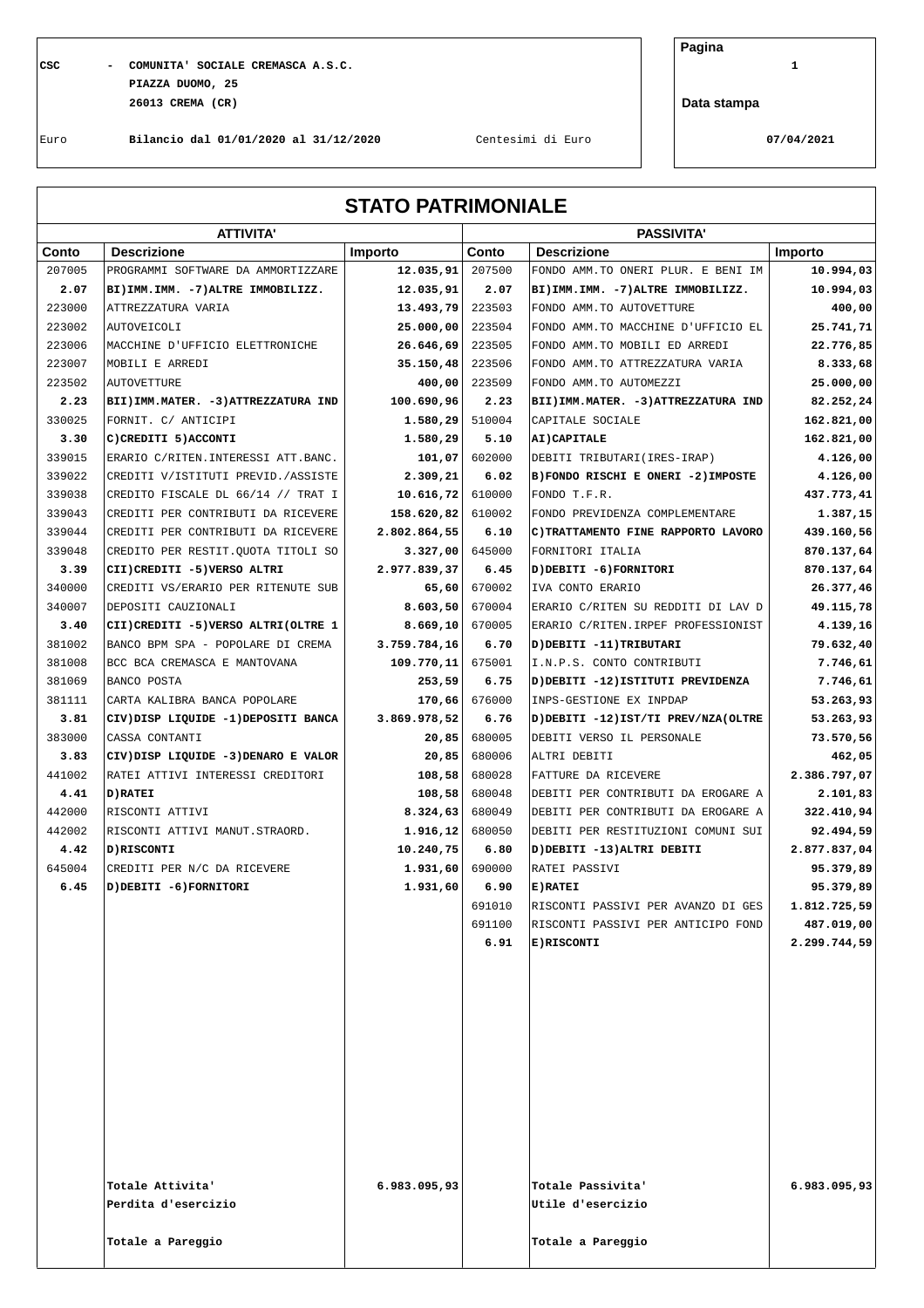CSC - COMUNITA' SOCIALE CREMASCA A.S.C.
PIAZZA DUOMO, 25
26013 CREMA (CR)

Pagina 1

Data stampa 07/04/2021

Euro — Bilancio dal 01/01/2020 al 31/12/2020 — Centesimi di Euro

# STATO PATRIMONIALE

| ATTIVITA' | | | PASSIVITA' | | |
|---|---|---|---|---|---|
| **Conto** | **Descrizione** | **Importo** | **Conto** | **Descrizione** | **Importo** |
| 207005 | PROGRAMMI SOFTWARE DA AMMORTIZZARE | 12.035,91 | 207500 | FONDO AMM.TO ONERI PLUR. E BENI IM | 10.994,03 |
| **2.07** | **BI)IMM.IMM. -7)ALTRE IMMOBILIZZ.** | **12.035,91** | **2.07** | **BI)IMM.IMM. -7)ALTRE IMMOBILIZZ.** | **10.994,03** |
| 223000 | ATTREZZATURA VARIA | 13.493,79 | 223503 | FONDO AMM.TO AUTOVETTURE | 400,00 |
| 223002 | AUTOVEICOLI | 25.000,00 | 223504 | FONDO AMM.TO MACCHINE D'UFFICIO EL | 25.741,71 |
| 223006 | MACCHINE D'UFFICIO ELETTRONICHE | 26.646,69 | 223505 | FONDO AMM.TO MOBILI ED ARREDI | 22.776,85 |
| 223007 | MOBILI E ARREDI | 35.150,48 | 223506 | FONDO AMM.TO ATTREZZATURA VARIA | 8.333,68 |
| 223502 | AUTOVETTURE | 400,00 | 223509 | FONDO AMM.TO AUTOMEZZI | 25.000,00 |
| **2.23** | **BII)IMM.MATER. -3)ATTREZZATURA IND** | **100.690,96** | **2.23** | **BII)IMM.MATER. -3)ATTREZZATURA IND** | **82.252,24** |
| 330025 | FORNIT. C/ ANTICIPI | 1.580,29 | 510004 | CAPITALE SOCIALE | 162.821,00 |
| **3.30** | **C)CREDITI 5)ACCONTI** | **1.580,29** | **5.10** | **AI)CAPITALE** | **162.821,00** |
| 339015 | ERARIO C/RITEN.INTERESSI ATT.BANC. | 101,07 | 602000 | DEBITI TRIBUTARI(IRES-IRAP) | 4.126,00 |
| 339022 | CREDITI V/ISTITUTI PREVID./ASSISTE | 2.309,21 | **6.02** | **B)FONDO RISCHI E ONERI -2)IMPOSTE** | **4.126,00** |
| 339038 | CREDITO FISCALE DL 66/14 // TRAT I | 10.616,72 | 610000 | FONDO T.F.R. | 437.773,41 |
| 339043 | CREDITI PER CONTRIBUTI DA RICEVERE | 158.620,82 | 610002 | FONDO PREVIDENZA COMPLEMENTARE | 1.387,15 |
| 339044 | CREDITI PER CONTRIBUTI DA RICEVERE | 2.802.864,55 | **6.10** | **C)TRATTAMENTO FINE RAPPORTO LAVORO** | **439.160,56** |
| 339048 | CREDITO PER RESTIT.QUOTA TITOLI SO | 3.327,00 | 645000 | FORNITORI ITALIA | 870.137,64 |
| **3.39** | **CII)CREDITI -5)VERSO ALTRI** | **2.977.839,37** | **6.45** | **D)DEBITI -6)FORNITORI** | **870.137,64** |
| 340000 | CREDITI VS/ERARIO PER RITENUTE SUB | 65,60 | 670002 | IVA CONTO ERARIO | 26.377,46 |
| 340007 | DEPOSITI CAUZIONALI | 8.603,50 | 670004 | ERARIO C/RITEN SU REDDITI DI LAV D | 49.115,78 |
| **3.40** | **CII)CREDITI -5)VERSO ALTRI(OLTRE 1** | **8.669,10** | 670005 | ERARIO C/RITEN.IRPEF PROFESSIONIST | 4.139,16 |
| 381002 | BANCO BPM SPA - POPOLARE DI CREMA | 3.759.784,16 | **6.70** | **D)DEBITI -11)TRIBUTARI** | **79.632,40** |
| 381008 | BCC BCA CREMASCA E MANTOVANA | 109.770,11 | 675001 | I.N.P.S. CONTO CONTRIBUTI | 7.746,61 |
| 381069 | BANCO POSTA | 253,59 | **6.75** | **D)DEBITI -12)ISTITUTI PREVIDENZA** | **7.746,61** |
| 381111 | CARTA KALIBRA BANCA POPOLARE | 170,66 | 676000 | INPS-GESTIONE EX INPDAP | 53.263,93 |
| **3.81** | **CIV)DISP LIQUIDE -1)DEPOSITI BANCA** | **3.869.978,52** | **6.76** | **D)DEBITI -12)IST/TI PREV/NZA(OLTRE** | **53.263,93** |
| 383000 | CASSA CONTANTI | 20,85 | 680005 | DEBITI VERSO IL PERSONALE | 73.570,56 |
| **3.83** | **CIV)DISP LIQUIDE -3)DENARO E VALOR** | **20,85** | 680006 | ALTRI DEBITI | 462,05 |
| 441002 | RATEI ATTIVI INTERESSI CREDITORI | 108,58 | 680028 | FATTURE DA RICEVERE | 2.386.797,07 |
| **4.41** | **D)RATEI** | **108,58** | 680048 | DEBITI PER CONTRIBUTI DA EROGARE A | 2.101,83 |
| 442000 | RISCONTI ATTIVI | 8.324,63 | 680049 | DEBITI PER CONTRIBUTI DA EROGARE A | 322.410,94 |
| 442002 | RISCONTI ATTIVI MANUT.STRAORD. | 1.916,12 | 680050 | DEBITI PER RESTITUZIONI COMUNI SUI | 92.494,59 |
| **4.42** | **D)RISCONTI** | **10.240,75** | **6.80** | **D)DEBITI -13)ALTRI DEBITI** | **2.877.837,04** |
| 645004 | CREDITI PER N/C DA RICEVERE | 1.931,60 | 690000 | RATEI PASSIVI | 95.379,89 |
| **6.45** | **D)DEBITI -6)FORNITORI** | **1.931,60** | **6.90** | **E)RATEI** | **95.379,89** |
| | | | 691010 | RISCONTI PASSIVI PER AVANZO DI GES | 1.812.725,59 |
| | | | 691100 | RISCONTI PASSIVI PER ANTICIPO FOND | 487.019,00 |
| | | | **6.91** | **E)RISCONTI** | **2.299.744,59** |
| | **Totale Attivita'** | **6.983.095,93** | | **Totale Passivita'** | **6.983.095,93** |
| | **Perdita d'esercizio** | | | **Utile d'esercizio** | |
| | **Totale a Pareggio** | | | **Totale a Pareggio** | |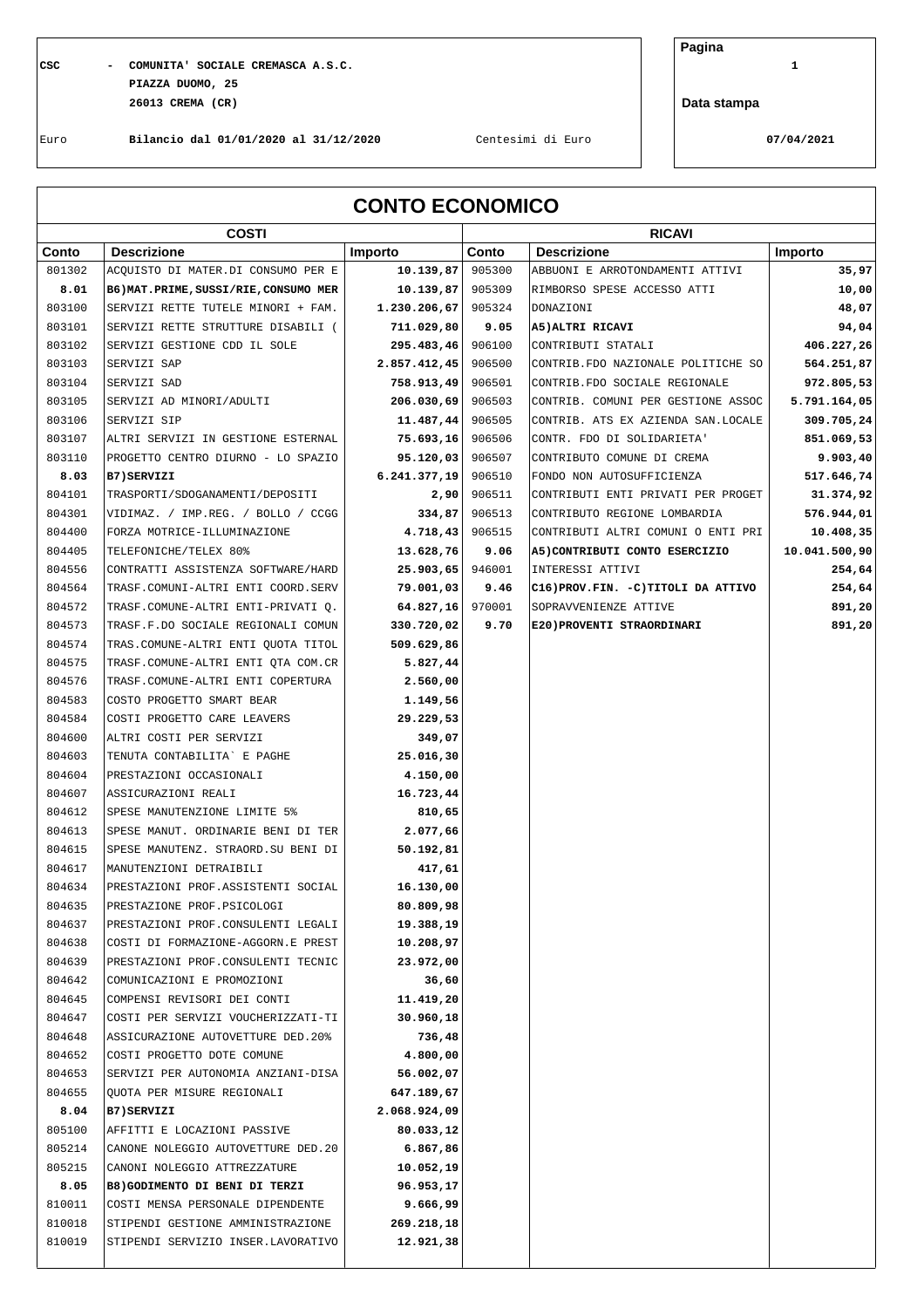CSC - COMUNITA' SOCIALE CREMASCA A.S.C.
PIAZZA DUOMO, 25
26013 CREMA (CR)

Pagina 1

Data stampa 07/04/2021

Euro — Bilancio dal 01/01/2020 al 31/12/2020 — Centesimi di Euro

# CONTO ECONOMICO

| COSTI | | | RICAVI | | |
|---|---|---|---|---|---|
| **Conto** | **Descrizione** | **Importo** | **Conto** | **Descrizione** | **Importo** |
| 801302 | ACQUISTO DI MATER.DI CONSUMO PER E | **10.139,87** | 905300 | ABBUONI E ARROTONDAMENTI ATTIVI | **35,97** |
| **8.01** | **B6)MAT.PRIME,SUSSI/RIE,CONSUMO MER** | **10.139,87** | 905309 | RIMBORSO SPESE ACCESSO ATTI | **10,00** |
| 803100 | SERVIZI RETTE TUTELE MINORI + FAM. | **1.230.206,67** | 905324 | DONAZIONI | **48,07** |
| 803101 | SERVIZI RETTE STRUTTURE DISABILI ( | **711.029,80** | **9.05** | **A5)ALTRI RICAVI** | **94,04** |
| 803102 | SERVIZI GESTIONE CDD IL SOLE | **295.483,46** | 906100 | CONTRIBUTI STATALI | **406.227,26** |
| 803103 | SERVIZI SAP | **2.857.412,45** | 906500 | CONTRIB.FDO NAZIONALE POLITICHE SO | **564.251,87** |
| 803104 | SERVIZI SAD | **758.913,49** | 906501 | CONTRIB.FDO SOCIALE REGIONALE | **972.805,53** |
| 803105 | SERVIZI AD MINORI/ADULTI | **206.030,69** | 906503 | CONTRIB. COMUNI PER GESTIONE ASSOC | **5.791.164,05** |
| 803106 | SERVIZI SIP | **11.487,44** | 906505 | CONTRIB. ATS EX AZIENDA SAN.LOCALE | **309.705,24** |
| 803107 | ALTRI SERVIZI IN GESTIONE ESTERNAL | **75.693,16** | 906506 | CONTR. FDO DI SOLIDARIETA' | **851.069,53** |
| 803110 | PROGETTO CENTRO DIURNO - LO SPAZIO | **95.120,03** | 906507 | CONTRIBUTO COMUNE DI CREMA | **9.903,40** |
| **8.03** | **B7)SERVIZI** | **6.241.377,19** | 906510 | FONDO NON AUTOSUFFICIENZA | **517.646,74** |
| 804101 | TRASPORTI/SDOGANAMENTI/DEPOSITI | **2,90** | 906511 | CONTRIBUTI ENTI PRIVATI PER PROGET | **31.374,92** |
| 804301 | VIDIMAZ. / IMP.REG. / BOLLO / CCGG | **334,87** | 906513 | CONTRIBUTO REGIONE LOMBARDIA | **576.944,01** |
| 804400 | FORZA MOTRICE-ILLUMINAZIONE | **4.718,43** | 906515 | CONTRIBUTI ALTRI COMUNI O ENTI PRI | **10.408,35** |
| 804405 | TELEFONICHE/TELEX 80% | **13.628,76** | **9.06** | **A5)CONTRIBUTI CONTO ESERCIZIO** | **10.041.500,90** |
| 804556 | CONTRATTI ASSISTENZA SOFTWARE/HARD | **25.903,65** | 946001 | INTERESSI ATTIVI | **254,64** |
| 804564 | TRASF.COMUNI-ALTRI ENTI COORD.SERV | **79.001,03** | **9.46** | **C16)PROV.FIN. -C)TITOLI DA ATTIVO** | **254,64** |
| 804572 | TRASF.COMUNE-ALTRI ENTI-PRIVATI Q. | **64.827,16** | 970001 | SOPRAVVENIENZE ATTIVE | **891,20** |
| 804573 | TRASF.F.DO SOCIALE REGIONALI COMUN | **330.720,02** | **9.70** | **E20)PROVENTI STRAORDINARI** | **891,20** |
| 804574 | TRAS.COMUNE-ALTRI ENTI QUOTA TITOL | **509.629,86** | | | |
| 804575 | TRASF.COMUNE-ALTRI ENTI QTA COM.CR | **5.827,44** | | | |
| 804576 | TRASF.COMUNE-ALTRI ENTI COPERTURA | **2.560,00** | | | |
| 804583 | COSTO PROGETTO SMART BEAR | **1.149,56** | | | |
| 804584 | COSTI PROGETTO CARE LEAVERS | **29.229,53** | | | |
| 804600 | ALTRI COSTI PER SERVIZI | **349,07** | | | |
| 804603 | TENUTA CONTABILITA` E PAGHE | **25.016,30** | | | |
| 804604 | PRESTAZIONI OCCASIONALI | **4.150,00** | | | |
| 804607 | ASSICURAZIONI REALI | **16.723,44** | | | |
| 804612 | SPESE MANUTENZIONE LIMITE 5% | **810,65** | | | |
| 804613 | SPESE MANUT. ORDINARIE BENI DI TER | **2.077,66** | | | |
| 804615 | SPESE MANUTENZ. STRAORD.SU BENI DI | **50.192,81** | | | |
| 804617 | MANUTENZIONI DETRAIBILI | **417,61** | | | |
| 804634 | PRESTAZIONI PROF.ASSISTENTI SOCIAL | **16.130,00** | | | |
| 804635 | PRESTAZIONE PROF.PSICOLOGI | **80.809,98** | | | |
| 804637 | PRESTAZIONI PROF.CONSULENTI LEGALI | **19.388,19** | | | |
| 804638 | COSTI DI FORMAZIONE-AGGORN.E PREST | **10.208,97** | | | |
| 804639 | PRESTAZIONI PROF.CONSULENTI TECNIC | **23.972,00** | | | |
| 804642 | COMUNICAZIONI E PROMOZIONI | **36,60** | | | |
| 804645 | COMPENSI REVISORI DEI CONTI | **11.419,20** | | | |
| 804647 | COSTI PER SERVIZI VOUCHERIZZATI-TI | **30.960,18** | | | |
| 804648 | ASSICURAZIONE AUTOVETTURE DED.20% | **736,48** | | | |
| 804652 | COSTI PROGETTO DOTE COMUNE | **4.800,00** | | | |
| 804653 | SERVIZI PER AUTONOMIA ANZIANI-DISA | **56.002,07** | | | |
| 804655 | QUOTA PER MISURE REGIONALI | **647.189,67** | | | |
| **8.04** | **B7)SERVIZI** | **2.068.924,09** | | | |
| 805100 | AFFITTI E LOCAZIONI PASSIVE | **80.033,12** | | | |
| 805214 | CANONE NOLEGGIO AUTOVETTURE DED.20 | **6.867,86** | | | |
| 805215 | CANONI NOLEGGIO ATTREZZATURE | **10.052,19** | | | |
| **8.05** | **B8)GODIMENTO DI BENI DI TERZI** | **96.953,17** | | | |
| 810011 | COSTI MENSA PERSONALE DIPENDENTE | **9.666,99** | | | |
| 810018 | STIPENDI GESTIONE AMMINISTRAZIONE | **269.218,18** | | | |
| 810019 | STIPENDI SERVIZIO INSER.LAVORATIVO | **12.921,38** | | | |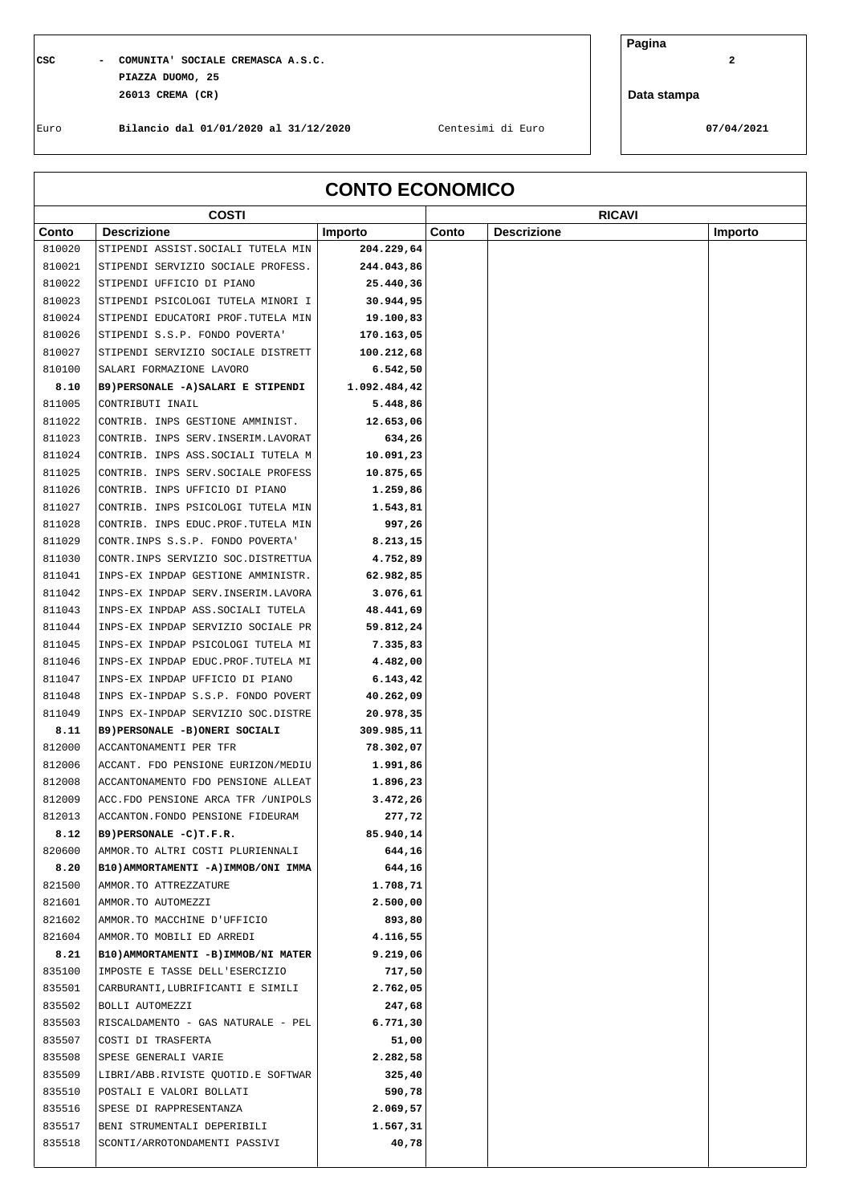CSC - COMUNITA' SOCIALE CREMASCA A.S.C.
PIAZZA DUOMO, 25
26013 CREMA (CR)

Euro **Bilancio dal 01/01/2020 al 31/12/2020** Centesimi di Euro

Data stampa 07/04/2021

# CONTO ECONOMICO

| COSTI | | | RICAVI | | |
|---|---|---|---|---|---|
| **Conto** | **Descrizione** | **Importo** | **Conto** | **Descrizione** | **Importo** |
| 810020 | STIPENDI ASSIST.SOCIALI TUTELA MIN | 204.229,64 | | | |
| 810021 | STIPENDI SERVIZIO SOCIALE PROFESS. | 244.043,86 | | | |
| 810022 | STIPENDI UFFICIO DI PIANO | 25.440,36 | | | |
| 810023 | STIPENDI PSICOLOGI TUTELA MINORI I | 30.944,95 | | | |
| 810024 | STIPENDI EDUCATORI PROF.TUTELA MIN | 19.100,83 | | | |
| 810026 | STIPENDI S.S.P. FONDO POVERTA' | 170.163,05 | | | |
| 810027 | STIPENDI SERVIZIO SOCIALE DISTRETT | 100.212,68 | | | |
| 810100 | SALARI FORMAZIONE LAVORO | 6.542,50 | | | |
| **8.10** | **B9)PERSONALE -A)SALARI E STIPENDI** | **1.092.484,42** | | | |
| 811005 | CONTRIBUTI INAIL | 5.448,86 | | | |
| 811022 | CONTRIB. INPS GESTIONE AMMINIST. | 12.653,06 | | | |
| 811023 | CONTRIB. INPS SERV.INSERIM.LAVORAT | 634,26 | | | |
| 811024 | CONTRIB. INPS ASS.SOCIALI TUTELA M | 10.091,23 | | | |
| 811025 | CONTRIB. INPS SERV.SOCIALE PROFESS | 10.875,65 | | | |
| 811026 | CONTRIB. INPS UFFICIO DI PIANO | 1.259,86 | | | |
| 811027 | CONTRIB. INPS PSICOLOGI TUTELA MIN | 1.543,81 | | | |
| 811028 | CONTRIB. INPS EDUC.PROF.TUTELA MIN | 997,26 | | | |
| 811029 | CONTR.INPS S.S.P. FONDO POVERTA' | 8.213,15 | | | |
| 811030 | CONTR.INPS SERVIZIO SOC.DISTRETTUA | 4.752,89 | | | |
| 811041 | INPS-EX INPDAP GESTIONE AMMINISTR. | 62.982,85 | | | |
| 811042 | INPS-EX INPDAP SERV.INSERIM.LAVORA | 3.076,61 | | | |
| 811043 | INPS-EX INPDAP ASS.SOCIALI TUTELA | 48.441,69 | | | |
| 811044 | INPS-EX INPDAP SERVIZIO SOCIALE PR | 59.812,24 | | | |
| 811045 | INPS-EX INPDAP PSICOLOGI TUTELA MI | 7.335,83 | | | |
| 811046 | INPS-EX INPDAP EDUC.PROF.TUTELA MI | 4.482,00 | | | |
| 811047 | INPS-EX INPDAP UFFICIO DI PIANO | 6.143,42 | | | |
| 811048 | INPS EX-INPDAP S.S.P. FONDO POVERT | 40.262,09 | | | |
| 811049 | INPS EX-INPDAP SERVIZIO SOC.DISTRE | 20.978,35 | | | |
| **8.11** | **B9)PERSONALE -B)ONERI SOCIALI** | **309.985,11** | | | |
| 812000 | ACCANTONAMENTI PER TFR | 78.302,07 | | | |
| 812006 | ACCANT. FDO PENSIONE EURIZON/MEDIU | 1.991,86 | | | |
| 812008 | ACCANTONAMENTO FDO PENSIONE ALLEAT | 1.896,23 | | | |
| 812009 | ACC.FDO PENSIONE ARCA TFR /UNIPOLS | 3.472,26 | | | |
| 812013 | ACCANTON.FONDO PENSIONE FIDEURAM | 277,72 | | | |
| **8.12** | **B9)PERSONALE -C)T.F.R.** | **85.940,14** | | | |
| 820600 | AMMOR.TO ALTRI COSTI PLURIENNALI | 644,16 | | | |
| **8.20** | **B10)AMMORTAMENTI -A)IMMOB/ONI IMMA** | **644,16** | | | |
| 821500 | AMMOR.TO ATTREZZATURE | 1.708,71 | | | |
| 821601 | AMMOR.TO AUTOMEZZI | 2.500,00 | | | |
| 821602 | AMMOR.TO MACCHINE D'UFFICIO | 893,80 | | | |
| 821604 | AMMOR.TO MOBILI ED ARREDI | 4.116,55 | | | |
| **8.21** | **B10)AMMORTAMENTI -B)IMMOB/NI MATER** | **9.219,06** | | | |
| 835100 | IMPOSTE E TASSE DELL'ESERCIZIO | 717,50 | | | |
| 835501 | CARBURANTI,LUBRIFICANTI E SIMILI | 2.762,05 | | | |
| 835502 | BOLLI AUTOMEZZI | 247,68 | | | |
| 835503 | RISCALDAMENTO - GAS NATURALE - PEL | 6.771,30 | | | |
| 835507 | COSTI DI TRASFERTA | 51,00 | | | |
| 835508 | SPESE GENERALI VARIE | 2.282,58 | | | |
| 835509 | LIBRI/ABB.RIVISTE QUOTID.E SOFTWAR | 325,40 | | | |
| 835510 | POSTALI E VALORI BOLLATI | 590,78 | | | |
| 835516 | SPESE DI RAPPRESENTANZA | 2.069,57 | | | |
| 835517 | BENI STRUMENTALI DEPERIBILI | 1.567,31 | | | |
| 835518 | SCONTI/ARROTONDAMENTI PASSIVI | 40,78 | | | |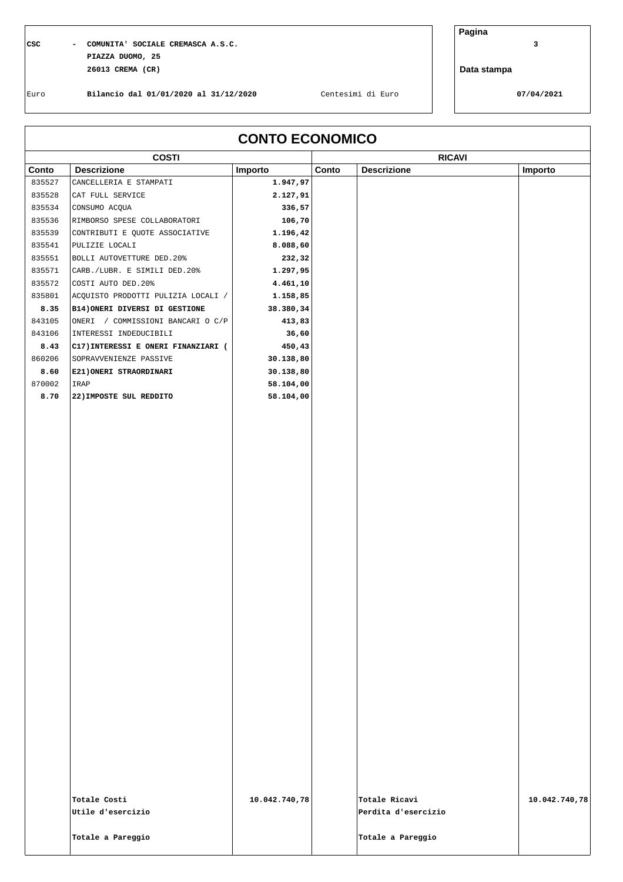CSC - COMUNITA' SOCIALE CREMASCA A.S.C.
PIAZZA DUOMO, 25
26013 CREMA (CR)

Euro **Bilancio dal 01/01/2020 al 31/12/2020** Centesimi di Euro

Pagina 3

Data stampa 07/04/2021

# CONTO ECONOMICO

| COSTI | | | RICAVI | | |
|---|---|---|---|---|---|
| **Conto** | **Descrizione** | **Importo** | **Conto** | **Descrizione** | **Importo** |
| 835527 | CANCELLERIA E STAMPATI | 1.947,97 | | | |
| 835528 | CAT FULL SERVICE | 2.127,91 | | | |
| 835534 | CONSUMO ACQUA | 336,57 | | | |
| 835536 | RIMBORSO SPESE COLLABORATORI | 106,70 | | | |
| 835539 | CONTRIBUTI E QUOTE ASSOCIATIVE | 1.196,42 | | | |
| 835541 | PULIZIE LOCALI | 8.088,60 | | | |
| 835551 | BOLLI AUTOVETTURE DED.20% | 232,32 | | | |
| 835571 | CARB./LUBR. E SIMILI DED.20% | 1.297,95 | | | |
| 835572 | COSTI AUTO DED.20% | 4.461,10 | | | |
| 835801 | ACQUISTO PRODOTTI PULIZIA LOCALI / | 1.158,85 | | | |
| **8.35** | **B14)ONERI DIVERSI DI GESTIONE** | **38.380,34** | | | |
| 843105 | ONERI / COMMISSIONI BANCARI O C/P | 413,83 | | | |
| 843106 | INTERESSI INDEDUCIBILI | 36,60 | | | |
| **8.43** | **C17)INTERESSI E ONERI FINANZIARI (** | **450,43** | | | |
| 860206 | SOPRAVVENIENZE PASSIVE | 30.138,80 | | | |
| **8.60** | **E21)ONERI STRAORDINARI** | **30.138,80** | | | |
| 870002 | IRAP | 58.104,00 | | | |
| **8.70** | **22)IMPOSTE SUL REDDITO** | **58.104,00** | | | |
| | **Totale Costi** | **10.042.740,78** | | **Totale Ricavi** | **10.042.740,78** |
| | **Utile d'esercizio** | | | **Perdita d'esercizio** | |
| | **Totale a Pareggio** | | | **Totale a Pareggio** | |